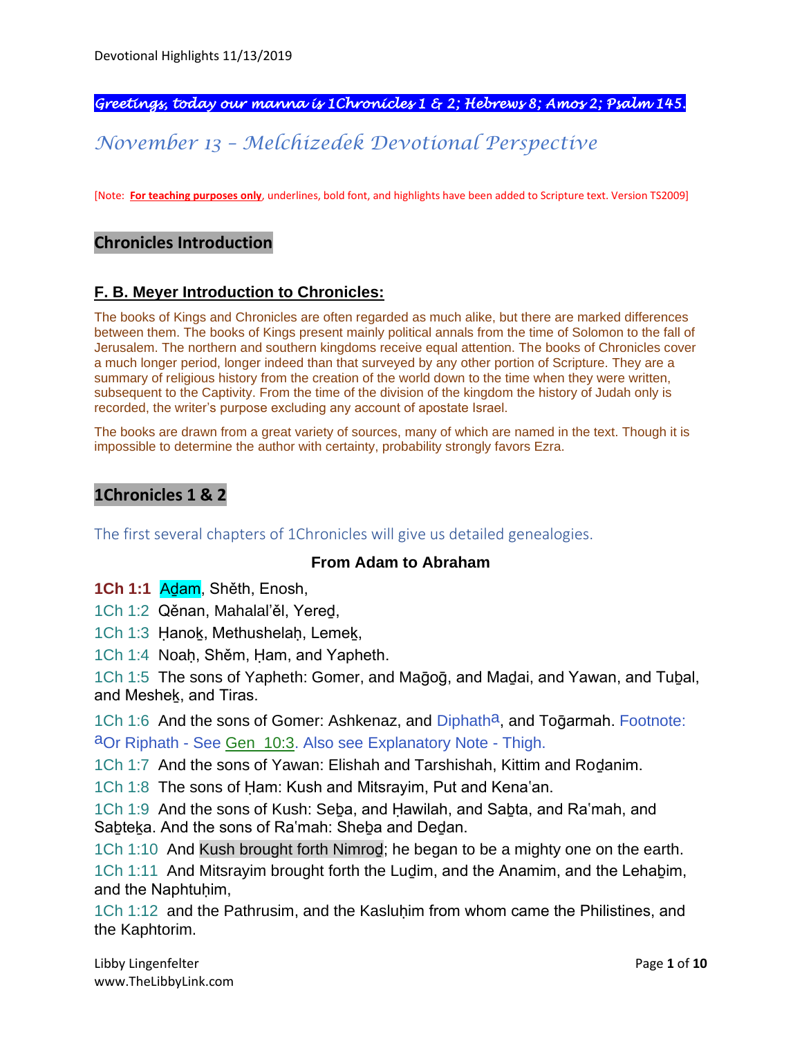***Greetings, today our manna is 1Chronicles 1 & 2; Hebrews 8; Amos 2; Psalm 145.***

# *November 13 – Melchizedek Devotional Perspective*

[Note: **For teaching purposes only**, underlines, bold font, and highlights have been added to Scripture text. Version TS2009]

## Chronicles Introduction

### F. B. Meyer Introduction to Chronicles:

The books of Kings and Chronicles are often regarded as much alike, but there are marked differences between them. The books of Kings present mainly political annals from the time of Solomon to the fall of Jerusalem. The northern and southern kingdoms receive equal attention. The books of Chronicles cover a much longer period, longer indeed than that surveyed by any other portion of Scripture. They are a summary of religious history from the creation of the world down to the time when they were written, subsequent to the Captivity. From the time of the division of the kingdom the history of Judah only is recorded, the writer's purpose excluding any account of apostate Israel.

The books are drawn from a great variety of sources, many of which are named in the text. Though it is impossible to determine the author with certainty, probability strongly favors Ezra.

## 1Chronicles 1 & 2

The first several chapters of 1Chronicles will give us detailed genealogies.

**From Adam to Abraham**

**1Ch 1:1** Aḏam, Shěth, Enosh,

1Ch 1:2 Qěnan, Mahalal'ěl, Yereḏ,

1Ch 1:3 Ḥanoḵ, Methushelaḥ, Lemeḵ,

1Ch 1:4 Noaḥ, Shěm, Ḥam, and Yapheth.

1Ch 1:5 The sons of Yapheth: Gomer, and Maḡoḡ, and Maḏai, and Yawan, and Tuḇal, and Mesheḵ, and Tiras.

1Ch 1:6 And the sons of Gomer: Ashkenaz, and Diphath[a], and Toḡarmah. Footnote: [a]Or Riphath - See Gen 10:3. Also see Explanatory Note - Thigh.

1Ch 1:7 And the sons of Yawan: Elishah and Tarshishah, Kittim and Roḏanim.

1Ch 1:8 The sons of Ḥam: Kush and Mitsrayim, Put and Kena'an.

1Ch 1:9 And the sons of Kush: Seḇa, and Ḥawilah, and Saḇta, and Ra'mah, and Saḇteḵa. And the sons of Ra'mah: Sheḇa and Deḏan.

1Ch 1:10 And Kush brought forth Nimroḏ; he began to be a mighty one on the earth.

1Ch 1:11 And Mitsrayim brought forth the Luḏim, and the Anamim, and the Lehaḇim, and the Naphtuḥim,

1Ch 1:12 and the Pathrusim, and the Kasluḥim from whom came the Philistines, and the Kaphtorim.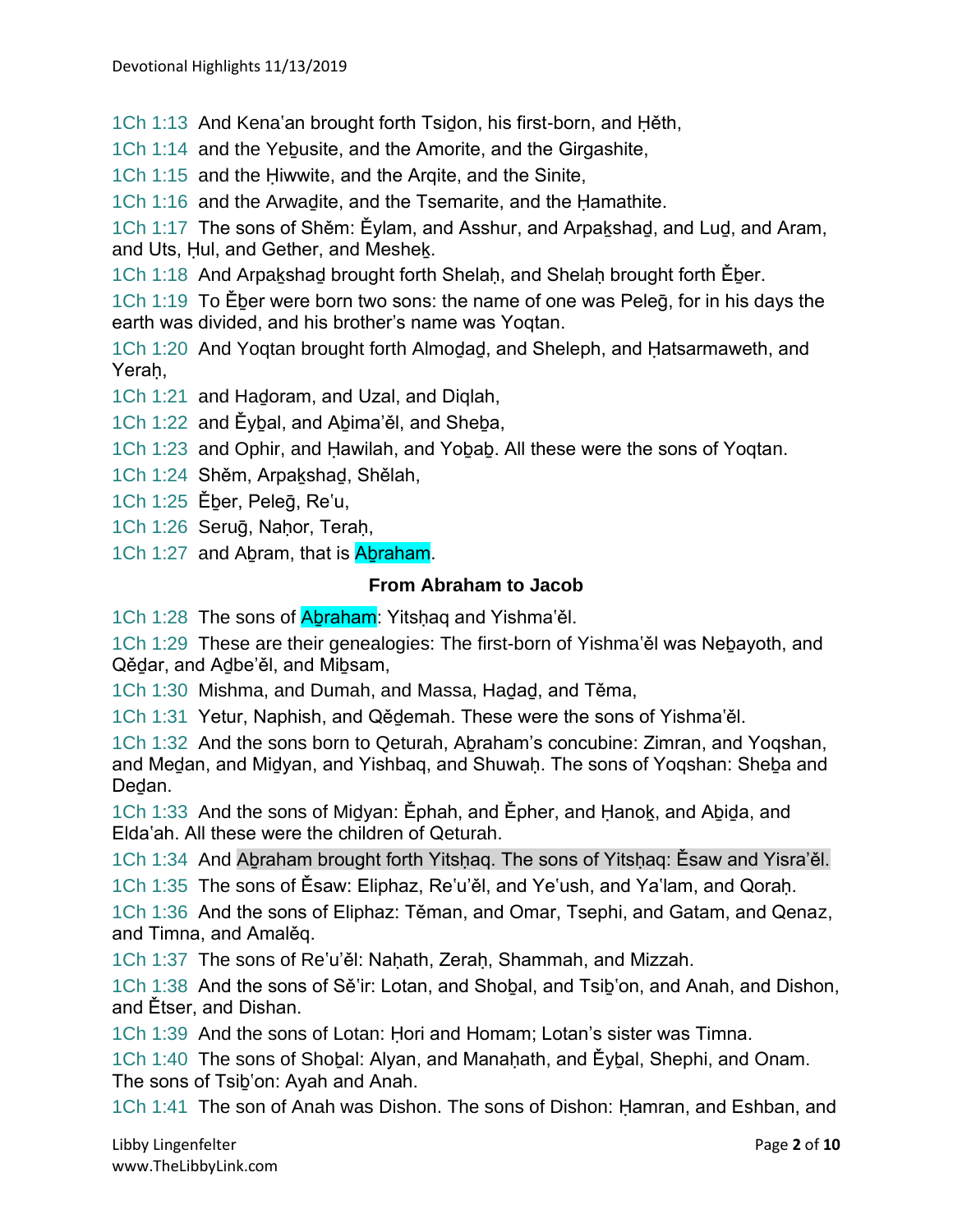1Ch 1:13 And Kenaʽan brought forth Tsiḏon, his first-born, and Ḥěth,

1Ch 1:14 and the Yeḇusite, and the Amorite, and the Girgashite,

1Ch 1:15 and the Ḥiwwite, and the Arqite, and the Sinite,

1Ch 1:16 and the Arwaḏite, and the Tsemarite, and the Ḥamathite.

1Ch 1:17 The sons of Shěm: Ěylam, and Asshur, and Arpaḵshaḏ, and Luḏ, and Aram, and Uts, Ḥul, and Gether, and Mesheḵ.

1Ch 1:18 And Arpaḵshaḏ brought forth Shelaḥ, and Shelaḥ brought forth Ěḇer.

1Ch 1:19 To Ěḇer were born two sons: the name of one was Peleḡ, for in his days the earth was divided, and his brother's name was Yoqtan.

1Ch 1:20 And Yoqtan brought forth Almoḏaḏ, and Sheleph, and Ḥatsarmaweth, and Yeraḥ,

1Ch 1:21 and Haḏoram, and Uzal, and Diqlah,

1Ch 1:22 and Ěyḇal, and Aḇima'ěl, and Sheḇa,

1Ch 1:23 and Ophir, and Ḥawilah, and Yoḇaḇ. All these were the sons of Yoqtan.

1Ch 1:24 Shěm, Arpaḵshaḏ, Shělah,

1Ch 1:25 Ěḇer, Peleḡ, Reʽu,

1Ch 1:26 Seruḡ, Naḥor, Teraḥ,

1Ch 1:27 and Aḇram, that is Aḇraham.

### From Abraham to Jacob

1Ch 1:28 The sons of Aḇraham: Yitsḥaq and Yishmaʽěl.

1Ch 1:29 These are their genealogies: The first-born of Yishmaʽěl was Neḇayoth, and Qěḏar, and Aḏbe'ěl, and Miḇsam,

1Ch 1:30 Mishma, and Dumah, and Massa, Haḏaḏ, and Těma,

1Ch 1:31 Yetur, Naphish, and Qěḏemah. These were the sons of Yishmaʽěl.

1Ch 1:32 And the sons born to Qeturah, Aḇraham's concubine: Zimran, and Yoqshan, and Meḏan, and Miḏyan, and Yishbaq, and Shuwaḥ. The sons of Yoqshan: Sheḇa and Deḏan.

1Ch 1:33 And the sons of Miḏyan: Ěphah, and Ěpher, and Ḥanoḵ, and Aḇiḏa, and Eldaʽah. All these were the children of Qeturah.

1Ch 1:34 And Aḇraham brought forth Yitsḥaq. The sons of Yitsḥaq: Ěsaw and Yisra'ěl.

1Ch 1:35 The sons of Ěsaw: Eliphaz, Reʽu'ěl, and Yeʽush, and Yaʽlam, and Qoraḥ.

1Ch 1:36 And the sons of Eliphaz: Těman, and Omar, Tsephi, and Gatam, and Qenaz, and Timna, and Amalěq.

1Ch 1:37 The sons of Reʽu'ěl: Naḥath, Zeraḥ, Shammah, and Mizzah.

1Ch 1:38 And the sons of Sěʽir: Lotan, and Shoḇal, and Tsiḇʽon, and Anah, and Dishon, and Ětser, and Dishan.

1Ch 1:39 And the sons of Lotan: Ḥori and Homam; Lotan's sister was Timna.

1Ch 1:40 The sons of Shoḇal: Alyan, and Manaḥath, and Ěyḇal, Shephi, and Onam. The sons of Tsiḇʽon: Ayah and Anah.

1Ch 1:41 The son of Anah was Dishon. The sons of Dishon: Ḥamran, and Eshban, and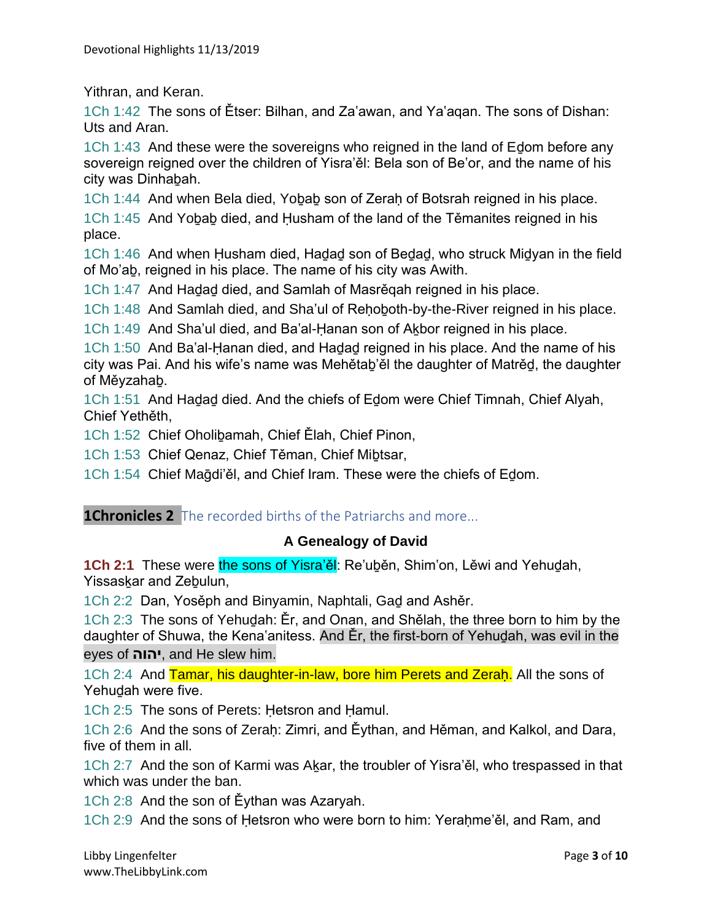Yithran, and Keran.

1Ch 1:42  The sons of Ětser: Bilhan, and Zaʽawan, and Yaʽaqan. The sons of Dishan: Uts and Aran.

1Ch 1:43  And these were the sovereigns who reigned in the land of Eḏom before any sovereign reigned over the children of Yisra'ěl: Bela son of Beʽor, and the name of his city was Dinhaḇah.

1Ch 1:44  And when Bela died, Yoḇaḇ son of Zeraḥ of Botsrah reigned in his place.

1Ch 1:45  And Yoḇaḇ died, and Ḥusham of the land of the Těmanites reigned in his place.

1Ch 1:46  And when Ḥusham died, Haḏaḏ son of Beḏaḏ, who struck Miḏyan in the field of Mo'aḇ, reigned in his place. The name of his city was Awith.

1Ch 1:47  And Haḏaḏ died, and Samlah of Masrěqah reigned in his place.

1Ch 1:48  And Samlah died, and Sha'ul of Reḥoḇoth-by-the-River reigned in his place.

1Ch 1:49  And Sha'ul died, and Baʽal-Ḥanan son of Aḵbor reigned in his place.

1Ch 1:50  And Baʽal-Ḥanan died, and Haḏaḏ reigned in his place. And the name of his city was Pai. And his wife's name was Mehětaḇ'ěl the daughter of Matrěḏ, the daughter of Měyzahaḇ.

1Ch 1:51  And Haḏaḏ died. And the chiefs of Eḏom were Chief Timnah, Chief Alyah, Chief Yetěth,

1Ch 1:52  Chief Oholiḇamah, Chief Ělah, Chief Pinon,

1Ch 1:53  Chief Qenaz, Chief Těman, Chief Miḇtsar,

1Ch 1:54  Chief Maḡdi'ěl, and Chief Iram. These were the chiefs of Eḏom.

## 1Chronicles 2 The recorded births of the Patriarchs and more...

### A Genealogy of David

**1Ch 2:1**  These were the sons of Yisra'ěl: Re'uḇěn, Shimʽon, Lěwi and Yehuḏah, Yissasḵar and Zeḇulun,

1Ch 2:2  Dan, Yosěph and Binyamin, Naphtali, Gaḏ and Ashěr.

1Ch 2:3  The sons of Yehuḏah: Ěr, and Onan, and Shělah, the three born to him by the daughter of Shuwa, the Kenaʽanitess. And Ěr, the first-born of Yehuḏah, was evil in the eyes of **יהוה**, and He slew him.

1Ch 2:4  And Tamar, his daughter-in-law, bore him Perets and Zeraḥ. All the sons of Yehuḏah were five.

1Ch 2:5  The sons of Perets: Ḥetsron and Ḥamul.

1Ch 2:6  And the sons of Zeraḥ: Zimri, and Ěythan, and Hěman, and Kalkol, and Dara, five of them in all.

1Ch 2:7  And the son of Karmi was Aḵar, the troubler of Yisra'ěl, who trespassed in that which was under the ban.

1Ch 2:8  And the son of Ěythan was Azaryah.

1Ch 2:9  And the sons of Ḥetsron who were born to him: Yeraḥme'ěl, and Ram, and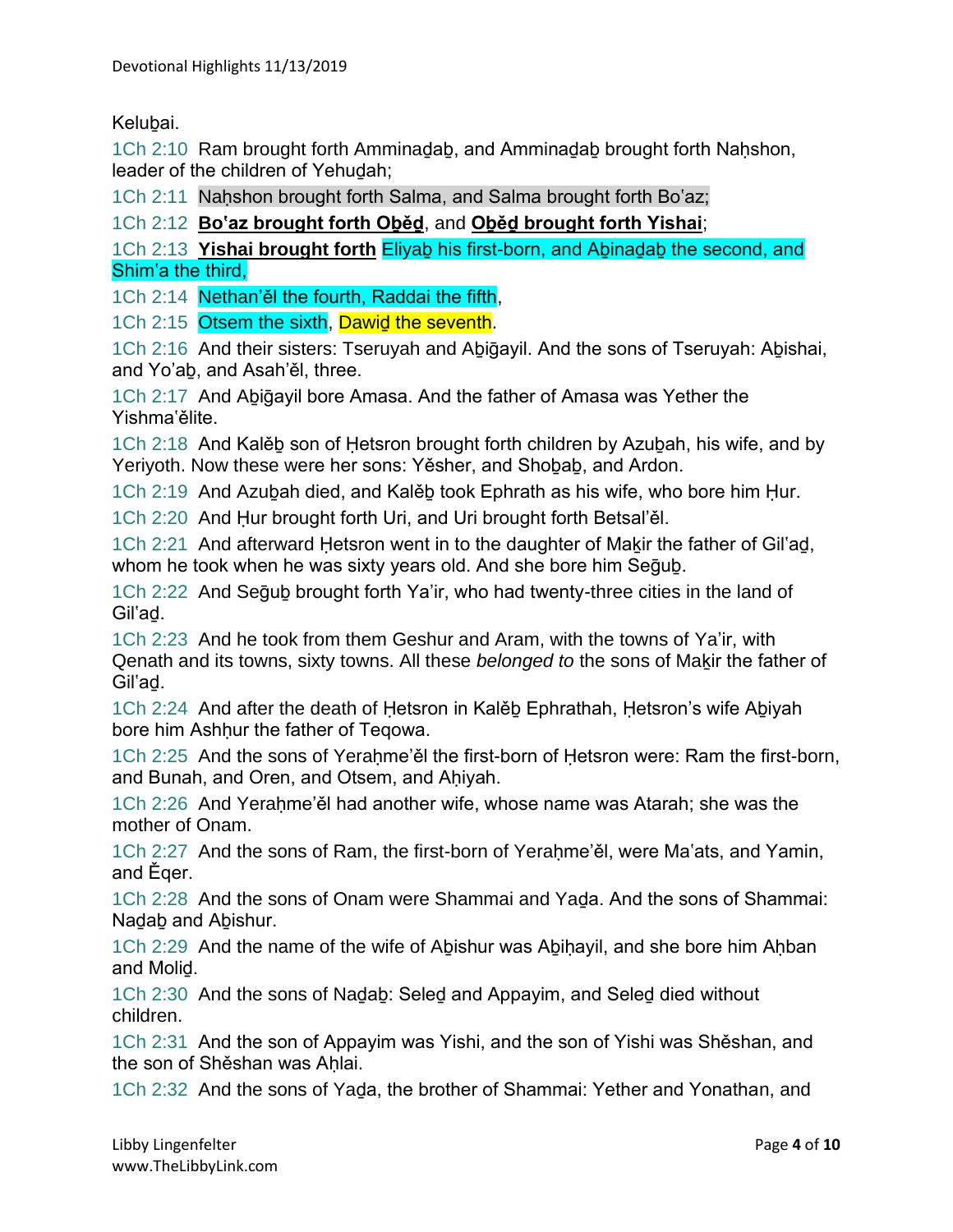Kelubai.

1Ch 2:10 Ram brought forth Amminaḏaḇ, and Amminaḏaḇ brought forth Naḥshon, leader of the children of Yehuḏah;

1Ch 2:11 Naḥshon brought forth Salma, and Salma brought forth Boʽaz;

1Ch 2:12 **Boʽaz brought forth Oḇěḏ**, and **Oḇěḏ brought forth Yishai**;

1Ch 2:13 **Yishai brought forth** Eliyaḇ his first-born, and Aḇinaḏaḇ the second, and Shimʽa the third,

1Ch 2:14 Nethan'ěl the fourth, Raddai the fifth,

1Ch 2:15 Otsem the sixth, Dawiḏ the seventh.

1Ch 2:16 And their sisters: Tseruyah and Aḇiḡayil. And the sons of Tseruyah: Aḇishai, and Yo'aḇ, and Asah'ěl, three.

1Ch 2:17 And Aḇiḡayil bore Amasa. And the father of Amasa was Yether the Yishmaʽělite.

1Ch 2:18 And Kalěḇ son of Ḥetsron brought forth children by Azuḇah, his wife, and by Yeriyoth. Now these were her sons: Yěsher, and Shoḇaḇ, and Ardon.

1Ch 2:19 And Azuḇah died, and Kalěḇ took Ephrath as his wife, who bore him Ḥur.

1Ch 2:20 And Ḥur brought forth Uri, and Uri brought forth Betsal'ěl.

1Ch 2:21 And afterward Ḥetsron went in to the daughter of Maḵir the father of Gilʽaḏ, whom he took when he was sixty years old. And she bore him Seḡuḇ.

1Ch 2:22 And Seḡuḇ brought forth Ya'ir, who had twenty-three cities in the land of Gilʽaḏ.

1Ch 2:23 And he took from them Geshur and Aram, with the towns of Ya'ir, with Qenath and its towns, sixty towns. All these *belonged to* the sons of Maḵir the father of Gilʽaḏ.

1Ch 2:24 And after the death of Ḥetsron in Kalěḇ Ephrathah, Ḥetsron's wife Aḇiyah bore him Ashḥur the father of Teqowa.

1Ch 2:25 And the sons of Yeraḥme'ěl the first-born of Ḥetsron were: Ram the first-born, and Bunah, and Oren, and Otsem, and Aḥiyah.

1Ch 2:26 And Yeraḥme'ěl had another wife, whose name was Atarah; she was the mother of Onam.

1Ch 2:27 And the sons of Ram, the first-born of Yeraḥme'ěl, were Maʽats, and Yamin, and Ěqer.

1Ch 2:28 And the sons of Onam were Shammai and Yaḏa. And the sons of Shammai: Naḏaḇ and Aḇishur.

1Ch 2:29 And the name of the wife of Aḇishur was Aḇiḥayil, and she bore him Aḥban and Moliḏ.

1Ch 2:30 And the sons of Naḏaḇ: Seleḏ and Appayim, and Seleḏ died without children.

1Ch 2:31 And the son of Appayim was Yishi, and the son of Yishi was Shěshan, and the son of Shěshan was Aḥlai.

1Ch 2:32 And the sons of Yaḏa, the brother of Shammai: Yether and Yonathan, and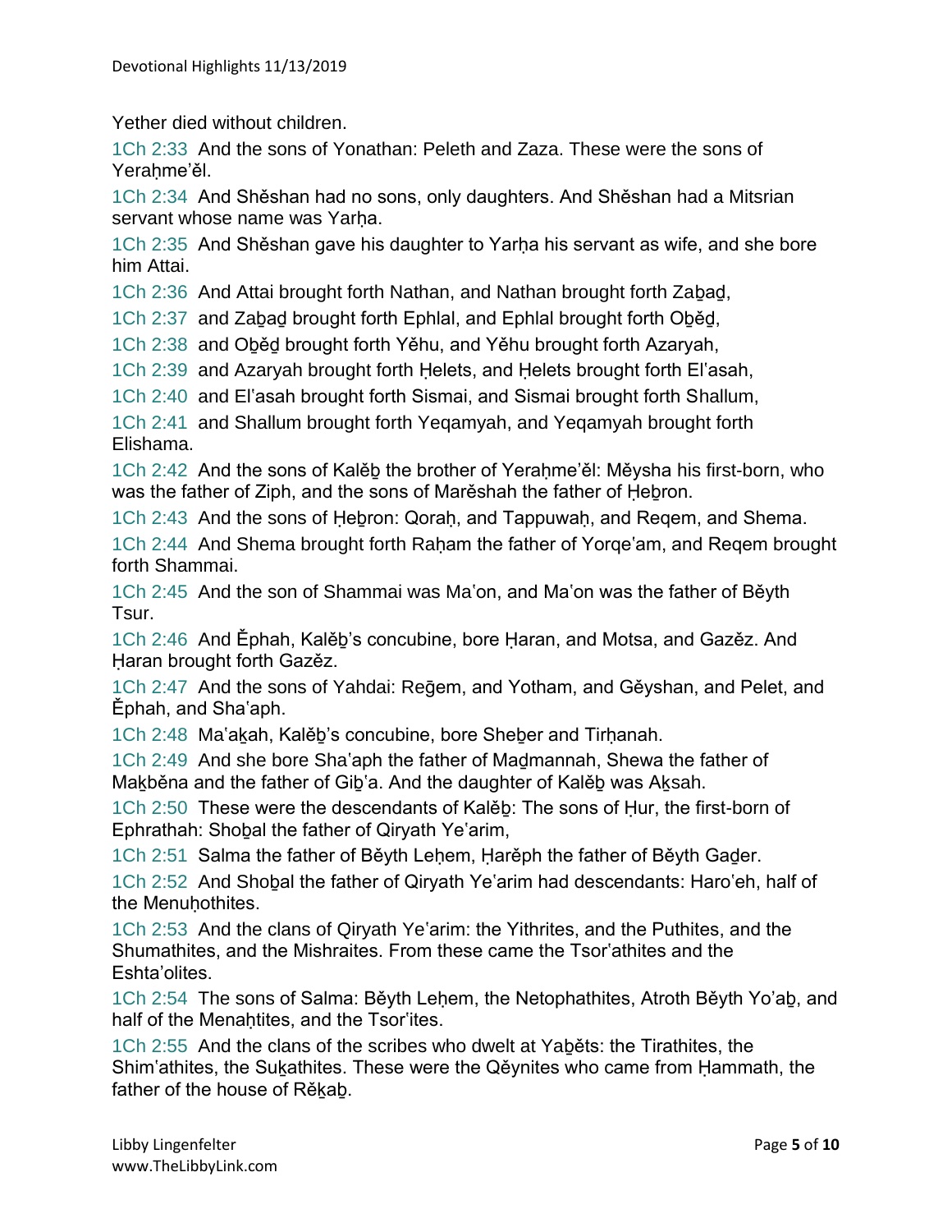Yether died without children.

1Ch 2:33 And the sons of Yonathan: Peleth and Zaza. These were the sons of Yeraḥme'ěl.

1Ch 2:34 And Shěshan had no sons, only daughters. And Shěshan had a Mitsrian servant whose name was Yarḥa.

1Ch 2:35 And Shěshan gave his daughter to Yarḥa his servant as wife, and she bore him Attai.

1Ch 2:36 And Attai brought forth Nathan, and Nathan brought forth Zaḇaḏ,

1Ch 2:37 and Zaḇaḏ brought forth Ephlal, and Ephlal brought forth Oḇěḏ,

1Ch 2:38 and Oḇěḏ brought forth Yěhu, and Yěhu brought forth Azaryah,

1Ch 2:39 and Azaryah brought forth Ḥelets, and Ḥelets brought forth El'asah,

1Ch 2:40 and El'asah brought forth Sismai, and Sismai brought forth Shallum,

1Ch 2:41 and Shallum brought forth Yeqamyah, and Yeqamyah brought forth Elishama.

1Ch 2:42 And the sons of Kalěḇ the brother of Yeraḥme'ěl: Měysha his first-born, who was the father of Ziph, and the sons of Marěshah the father of Ḥeḇron.

1Ch 2:43 And the sons of Ḥeḇron: Qoraḥ, and Tappuwaḥ, and Reqem, and Shema.

1Ch 2:44 And Shema brought forth Raḥam the father of Yorqe'am, and Reqem brought forth Shammai.

1Ch 2:45 And the son of Shammai was Ma'on, and Ma'on was the father of Běyth Tsur.

1Ch 2:46 And Ěphah, Kalěḇ's concubine, bore Ḥaran, and Motsa, and Gazěz. And Ḥaran brought forth Gazěz.

1Ch 2:47 And the sons of Yahdai: Reḡem, and Yotham, and Gěyshan, and Pelet, and Ěphah, and Sha'aph.

1Ch 2:48 Ma'aḵah, Kalěḇ's concubine, bore Sheḇer and Tirḥanah.

1Ch 2:49 And she bore Sha'aph the father of Maḏmannah, Shewa the father of Maḵběna and the father of Giḇ'a. And the daughter of Kalěḇ was Aḵsah.

1Ch 2:50 These were the descendants of Kalěḇ: The sons of Ḥur, the first-born of Ephrathah: Shoḇal the father of Qiryath Ye'arim,

1Ch 2:51 Salma the father of Běyth Leḥem, Ḥarěph the father of Běyth Gaḏer.

1Ch 2:52 And Shoḇal the father of Qiryath Ye'arim had descendants: Haro'eh, half of the Menuḥothites.

1Ch 2:53 And the clans of Qiryath Ye'arim: the Yithrites, and the Puthites, and the Shumathites, and the Mishraites. From these came the Tsor'athites and the Eshta'olites.

1Ch 2:54 The sons of Salma: Běyth Leḥem, the Netophathites, Atroth Běyth Yo'aḇ, and half of the Menaḥtites, and the Tsor'ites.

1Ch 2:55 And the clans of the scribes who dwelt at Yaḇěts: the Tirathites, the Shim'athites, the Suḵathites. These were the Qěynites who came from Ḥammath, the father of the house of Rěḵaḇ.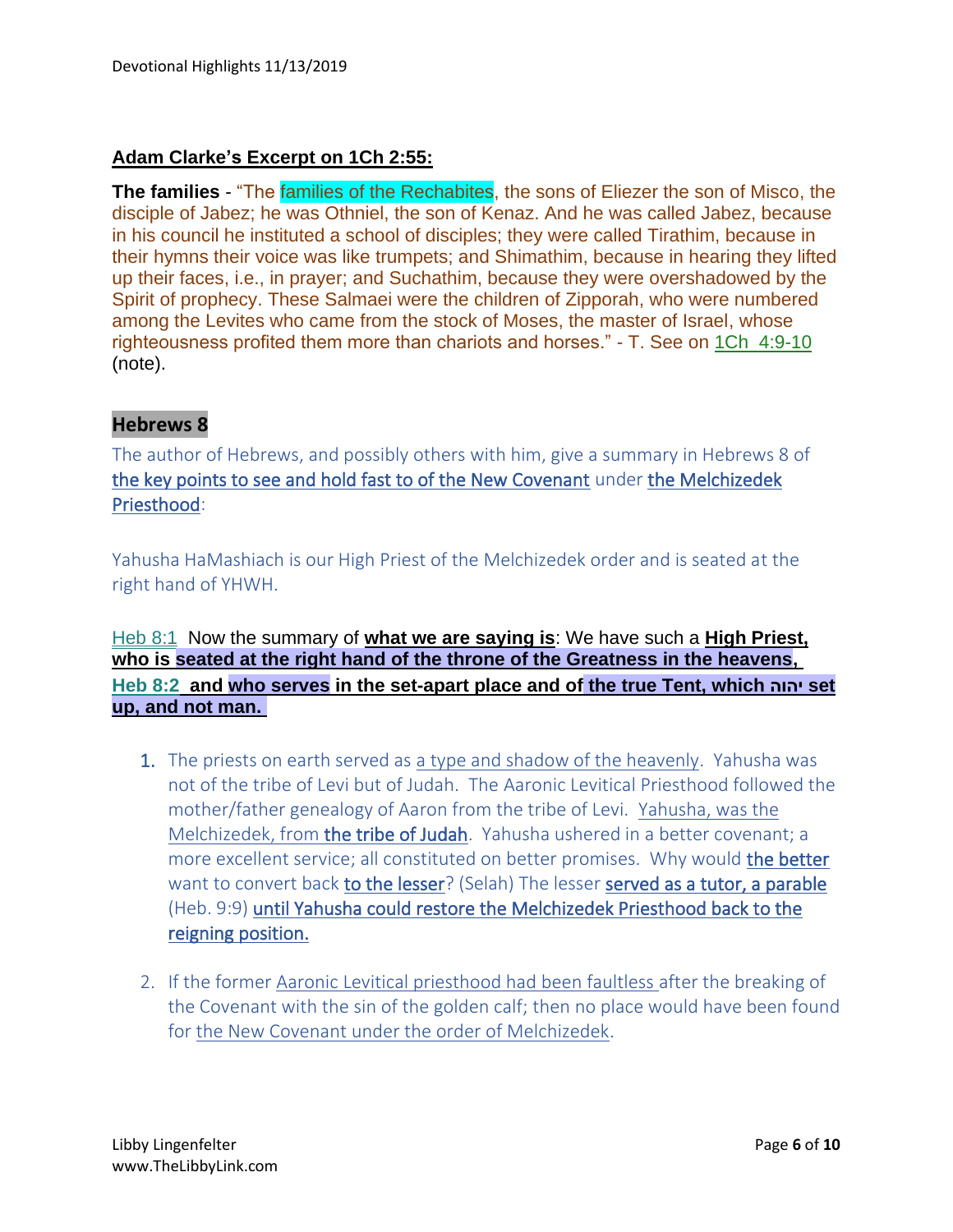### Adam Clarke's Excerpt on 1Ch 2:55:

**The families** - "The families of the Rechabites, the sons of Eliezer the son of Misco, the disciple of Jabez; he was Othniel, the son of Kenaz. And he was called Jabez, because in his council he instituted a school of disciples; they were called Tirathim, because in their hymns their voice was like trumpets; and Shimathim, because in hearing they lifted up their faces, i.e., in prayer; and Suchathim, because they were overshadowed by the Spirit of prophecy. These Salmaei were the children of Zipporah, who were numbered among the Levites who came from the stock of Moses, the master of Israel, whose righteousness profited them more than chariots and horses." - T. See on 1Ch 4:9-10 (note).

## Hebrews 8

The author of Hebrews, and possibly others with him, give a summary in Hebrews 8 of the key points to see and hold fast to of the New Covenant under the Melchizedek Priesthood:

Yahusha HaMashiach is our High Priest of the Melchizedek order and is seated at the right hand of YHWH.

**Heb 8:1 Now the summary of what we are saying is: We have such a High Priest, who is seated at the right hand of the throne of the Greatness in the heavens,**
**Heb 8:2 and who serves in the set-apart place and of the true Tent, which יהוה set up, and not man.**

1. The priests on earth served as a type and shadow of the heavenly. Yahusha was not of the tribe of Levi but of Judah. The Aaronic Levitical Priesthood followed the mother/father genealogy of Aaron from the tribe of Levi. Yahusha, was the Melchizedek, from the tribe of Judah. Yahusha ushered in a better covenant; a more excellent service; all constituted on better promises. Why would the better want to convert back to the lesser? (Selah) The lesser served as a tutor, a parable (Heb. 9:9) until Yahusha could restore the Melchizedek Priesthood back to the reigning position.

2. If the former Aaronic Levitical priesthood had been faultless after the breaking of the Covenant with the sin of the golden calf; then no place would have been found for the New Covenant under the order of Melchizedek.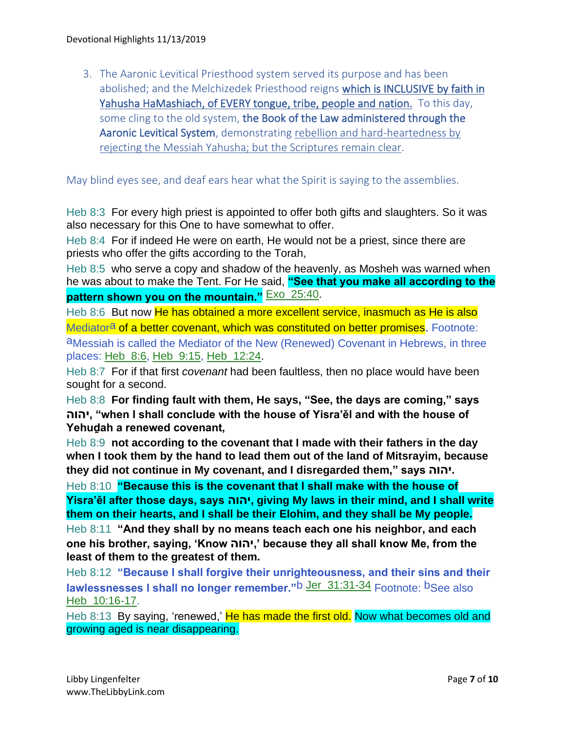3. The Aaronic Levitical Priesthood system served its purpose and has been abolished; and the Melchizedek Priesthood reigns which is INCLUSIVE by faith in Yahusha HaMashiach, of EVERY tongue, tribe, people and nation. To this day, some cling to the old system, the Book of the Law administered through the Aaronic Levitical System, demonstrating rebellion and hard-heartedness by rejecting the Messiah Yahusha; but the Scriptures remain clear.

May blind eyes see, and deaf ears hear what the Spirit is saying to the assemblies.

Heb 8:3 For every high priest is appointed to offer both gifts and slaughters. So it was also necessary for this One to have somewhat to offer.

Heb 8:4 For if indeed He were on earth, He would not be a priest, since there are priests who offer the gifts according to the Torah,

Heb 8:5 who serve a copy and shadow of the heavenly, as Mosheh was warned when he was about to make the Tent. For He said, **"See that you make all according to the pattern shown you on the mountain."** Exo 25:40.

Heb 8:6 But now He has obtained a more excellent service, inasmuch as He is also Mediator[a] of a better covenant, which was constituted on better promises. Footnote: [a]Messiah is called the Mediator of the New (Renewed) Covenant in Hebrews, in three places: Heb 8:6, Heb 9:15, Heb 12:24.

Heb 8:7 For if that first *covenant* had been faultless, then no place would have been sought for a second.

Heb 8:8 **For finding fault with them, He says, "See, the days are coming," says יהוה, "when I shall conclude with the house of Yisra'ěl and with the house of Yehuḏah a renewed covenant,**

Heb 8:9 **not according to the covenant that I made with their fathers in the day when I took them by the hand to lead them out of the land of Mitsrayim, because they did not continue in My covenant, and I disregarded them," says יהוה.**

Heb 8:10 **"Because this is the covenant that I shall make with the house of Yisra'ěl after those days, says יהוה, giving My laws in their mind, and I shall write them on their hearts, and I shall be their Elohim, and they shall be My people.**

Heb 8:11 **"And they shall by no means teach each one his neighbor, and each one his brother, saying, 'Know יהוה,' because they all shall know Me, from the least of them to the greatest of them.**

Heb 8:12 **"Because I shall forgive their unrighteousness, and their sins and their lawlessnesses I shall no longer remember."**[b] Jer 31:31-34 Footnote: [b]See also Heb 10:16-17.

Heb 8:13 By saying, 'renewed,' He has made the first old. Now what becomes old and growing aged is near disappearing.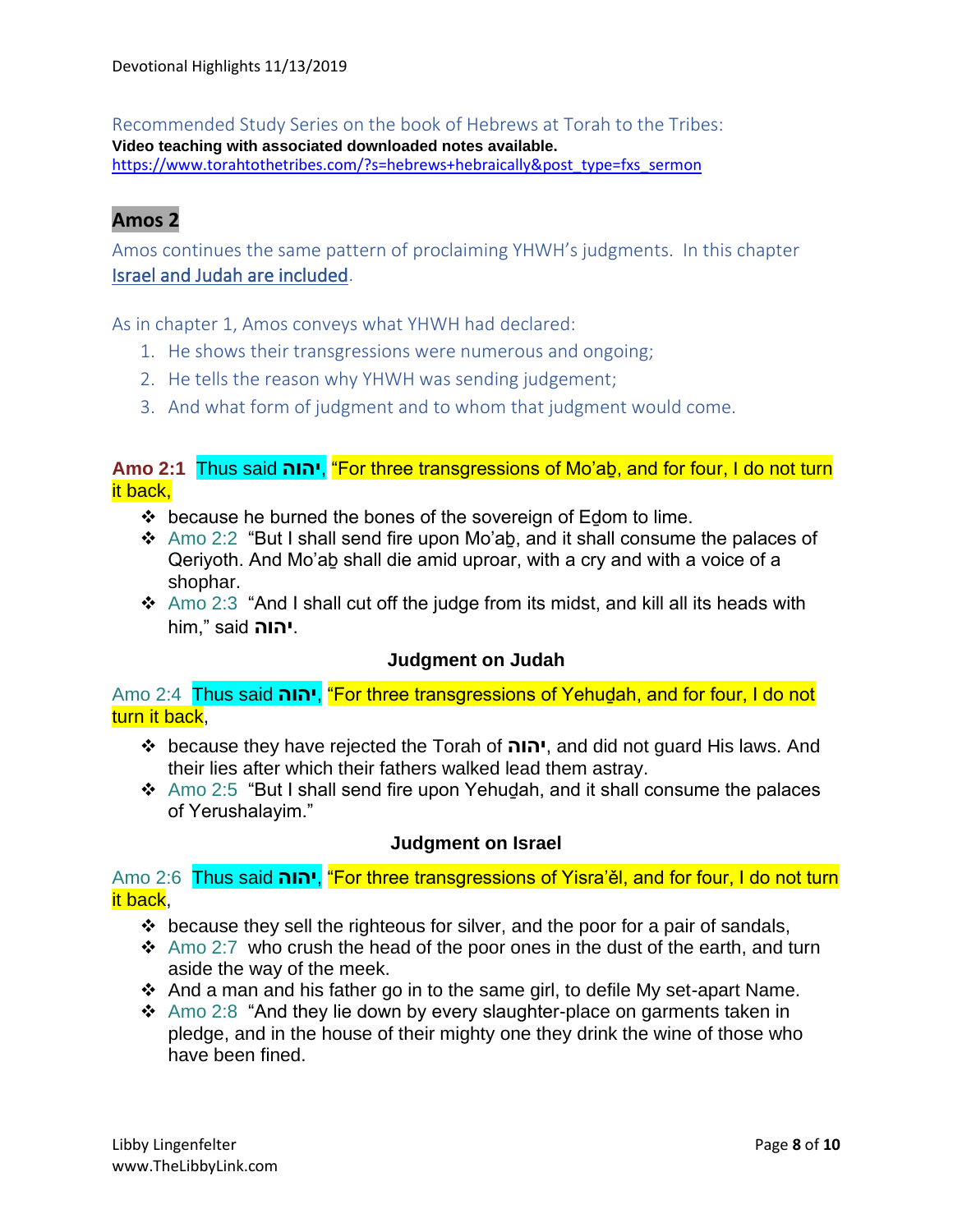Recommended Study Series on the book of Hebrews at Torah to the Tribes:

**Video teaching with associated downloaded notes available.**

https://www.torahtothetribes.com/?s=hebrews+hebraically&post_type=fxs_sermon

## Amos 2

Amos continues the same pattern of proclaiming YHWH's judgments. In this chapter Israel and Judah are included.

As in chapter 1, Amos conveys what YHWH had declared:

1. He shows their transgressions were numerous and ongoing;
2. He tells the reason why YHWH was sending judgement;
3. And what form of judgment and to whom that judgment would come.

**Amo 2:1** Thus said **יהוה**, "For three transgressions of Mo'aḇ, and for four, I do not turn it back,

- because he burned the bones of the sovereign of Eḏom to lime.
- Amo 2:2 "But I shall send fire upon Mo'aḇ, and it shall consume the palaces of Qeriyoth. And Mo'aḇ shall die amid uproar, with a cry and with a voice of a shophar.
- Amo 2:3 "And I shall cut off the judge from its midst, and kill all its heads with him," said **יהוה**.

### Judgment on Judah

Amo 2:4 Thus said **יהוה**, "For three transgressions of Yehuḏah, and for four, I do not turn it back,

- because they have rejected the Torah of **יהוה**, and did not guard His laws. And their lies after which their fathers walked lead them astray.
- Amo 2:5 "But I shall send fire upon Yehuḏah, and it shall consume the palaces of Yerushalayim."

### Judgment on Israel

Amo 2:6 Thus said **יהוה**, "For three transgressions of Yisra'ěl, and for four, I do not turn it back,

- because they sell the righteous for silver, and the poor for a pair of sandals,
- Amo 2:7 who crush the head of the poor ones in the dust of the earth, and turn aside the way of the meek.
- And a man and his father go in to the same girl, to defile My set-apart Name.
- Amo 2:8 "And they lie down by every slaughter-place on garments taken in pledge, and in the house of their mighty one they drink the wine of those who have been fined.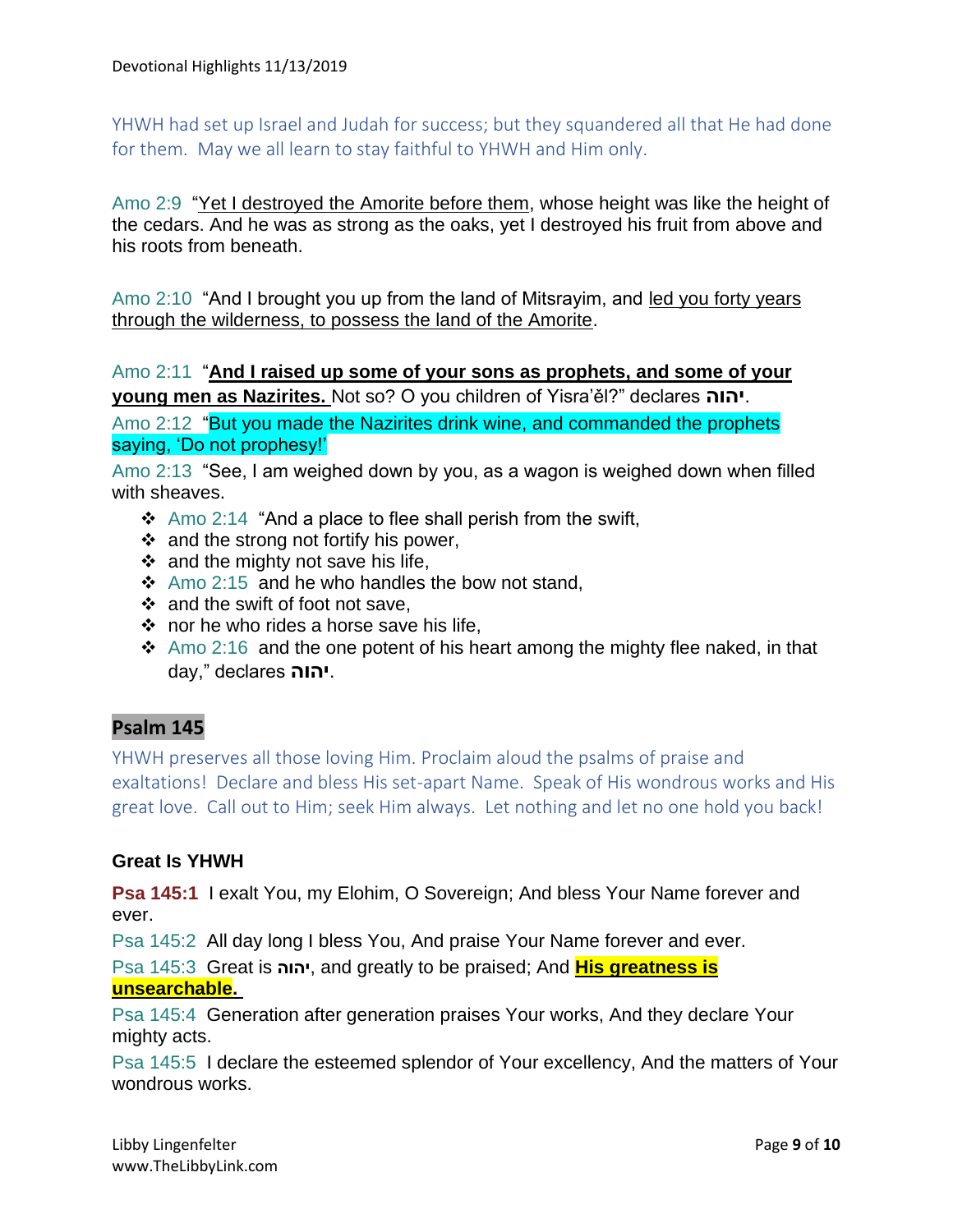YHWH had set up Israel and Judah for success; but they squandered all that He had done for them. May we all learn to stay faithful to YHWH and Him only.

Amo 2:9 "Yet I destroyed the Amorite before them, whose height was like the height of the cedars. And he was as strong as the oaks, yet I destroyed his fruit from above and his roots from beneath.

Amo 2:10 "And I brought you up from the land of Mitsrayim, and led you forty years through the wilderness, to possess the land of the Amorite.

Amo 2:11 "**And I raised up some of your sons as prophets, and some of your young men as Nazirites.** Not so? O you children of Yisra'ěl?" declares **יהוה**.

Amo 2:12 "But you made the Nazirites drink wine, and commanded the prophets saying, 'Do not prophesy!'

Amo 2:13 "See, I am weighed down by you, as a wagon is weighed down when filled with sheaves.

- Amo 2:14 "And a place to flee shall perish from the swift,
- and the strong not fortify his power,
- and the mighty not save his life,
- Amo 2:15 and he who handles the bow not stand,
- and the swift of foot not save,
- nor he who rides a horse save his life,
- Amo 2:16 and the one potent of his heart among the mighty flee naked, in that day," declares **יהוה**.

## Psalm 145

YHWH preserves all those loving Him. Proclaim aloud the psalms of praise and exaltations! Declare and bless His set-apart Name. Speak of His wondrous works and His great love. Call out to Him; seek Him always. Let nothing and let no one hold you back!

### Great Is YHWH

**Psa 145:1** I exalt You, my Elohim, O Sovereign; And bless Your Name forever and ever.

Psa 145:2 All day long I bless You, And praise Your Name forever and ever.

Psa 145:3 Great is **יהוה**, and greatly to be praised; And **His greatness is unsearchable.**

Psa 145:4 Generation after generation praises Your works, And they declare Your mighty acts.

Psa 145:5 I declare the esteemed splendor of Your excellency, And the matters of Your wondrous works.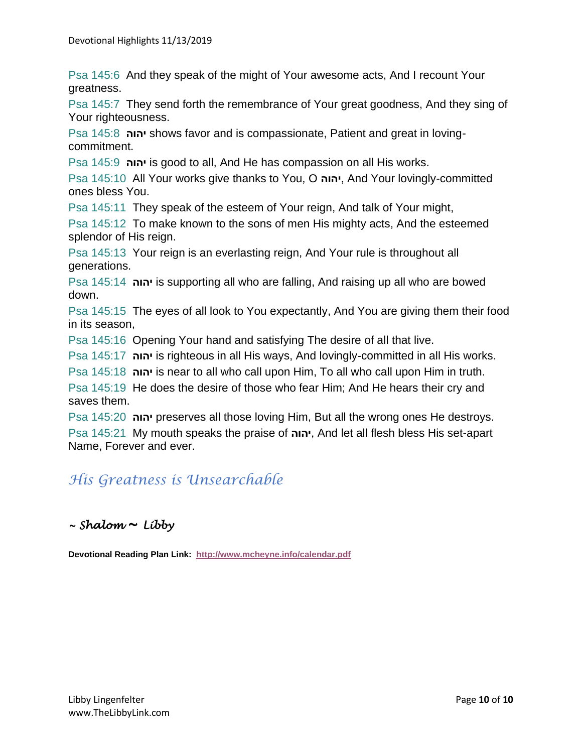Psa 145:6 And they speak of the might of Your awesome acts, And I recount Your greatness.

Psa 145:7 They send forth the remembrance of Your great goodness, And they sing of Your righteousness.

Psa 145:8 **יהוה** shows favor and is compassionate, Patient and great in loving-commitment.

Psa 145:9 **יהוה** is good to all, And He has compassion on all His works.

Psa 145:10 All Your works give thanks to You, O **יהוה**, And Your lovingly-committed ones bless You.

Psa 145:11 They speak of the esteem of Your reign, And talk of Your might,

Psa 145:12 To make known to the sons of men His mighty acts, And the esteemed splendor of His reign.

Psa 145:13 Your reign is an everlasting reign, And Your rule is throughout all generations.

Psa 145:14 **יהוה** is supporting all who are falling, And raising up all who are bowed down.

Psa 145:15 The eyes of all look to You expectantly, And You are giving them their food in its season,

Psa 145:16 Opening Your hand and satisfying The desire of all that live.

Psa 145:17 **יהוה** is righteous in all His ways, And lovingly-committed in all His works.

Psa 145:18 **יהוה** is near to all who call upon Him, To all who call upon Him in truth.

Psa 145:19 He does the desire of those who fear Him; And He hears their cry and saves them.

Psa 145:20 **יהוה** preserves all those loving Him, But all the wrong ones He destroys.

Psa 145:21 My mouth speaks the praise of **יהוה**, And let all flesh bless His set-apart Name, Forever and ever.

## *His Greatness is Unsearchable*

***~ Shalom ~ Libby***

**Devotional Reading Plan Link: http://www.mcheyne.info/calendar.pdf**